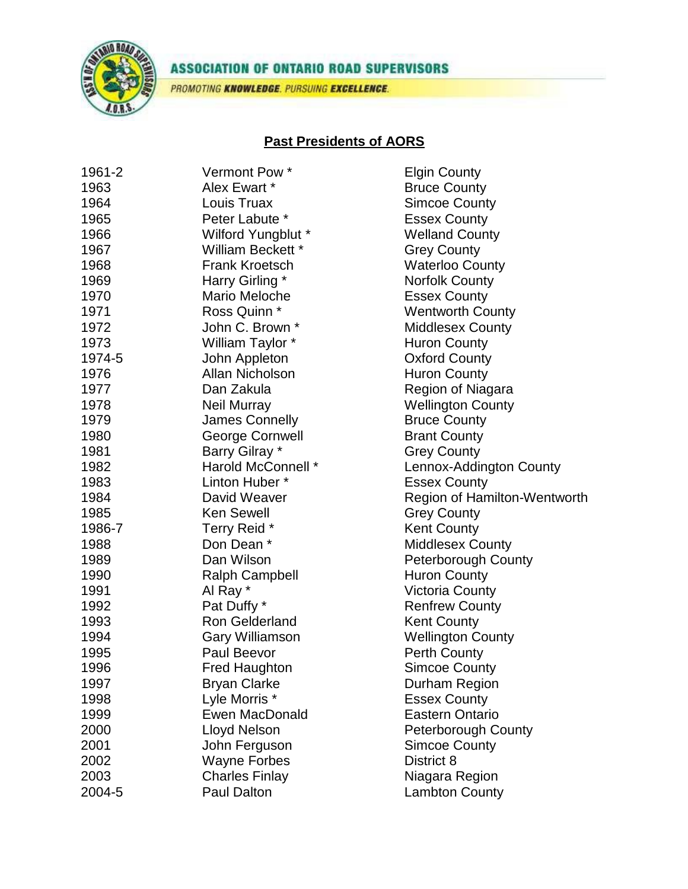ASSOCIATION OF ONTARIO ROAD SUPERVISORS

*PROMOTING **KNOWLEDGE**. PURSUING **EXCELLENCE**.*

## Past Presidents of AORS

| | | |
|---|---|---|
| 1961-2 | Vermont Pow * | Elgin County |
| 1963 | Alex Ewart * | Bruce County |
| 1964 | Louis Truax | Simcoe County |
| 1965 | Peter Labute * | Essex County |
| 1966 | Wilford Yungblut * | Welland County |
| 1967 | William Beckett * | Grey County |
| 1968 | Frank Kroetsch | Waterloo County |
| 1969 | Harry Girling * | Norfolk County |
| 1970 | Mario Meloche | Essex County |
| 1971 | Ross Quinn * | Wentworth County |
| 1972 | John C. Brown * | Middlesex County |
| 1973 | William Taylor * | Huron County |
| 1974-5 | John Appleton | Oxford County |
| 1976 | Allan Nicholson | Huron County |
| 1977 | Dan Zakula | Region of Niagara |
| 1978 | Neil Murray | Wellington County |
| 1979 | James Connelly | Bruce County |
| 1980 | George Cornwell | Brant County |
| 1981 | Barry Gilray * | Grey County |
| 1982 | Harold McConnell * | Lennox-Addington County |
| 1983 | Linton Huber * | Essex County |
| 1984 | David Weaver | Region of Hamilton-Wentworth |
| 1985 | Ken Sewell | Grey County |
| 1986-7 | Terry Reid * | Kent County |
| 1988 | Don Dean * | Middlesex County |
| 1989 | Dan Wilson | Peterborough County |
| 1990 | Ralph Campbell | Huron County |
| 1991 | Al Ray * | Victoria County |
| 1992 | Pat Duffy * | Renfrew County |
| 1993 | Ron Gelderland | Kent County |
| 1994 | Gary Williamson | Wellington County |
| 1995 | Paul Beevor | Perth County |
| 1996 | Fred Haughton | Simcoe County |
| 1997 | Bryan Clarke | Durham Region |
| 1998 | Lyle Morris * | Essex County |
| 1999 | Ewen MacDonald | Eastern Ontario |
| 2000 | Lloyd Nelson | Peterborough County |
| 2001 | John Ferguson | Simcoe County |
| 2002 | Wayne Forbes | District 8 |
| 2003 | Charles Finlay | Niagara Region |
| 2004-5 | Paul Dalton | Lambton County |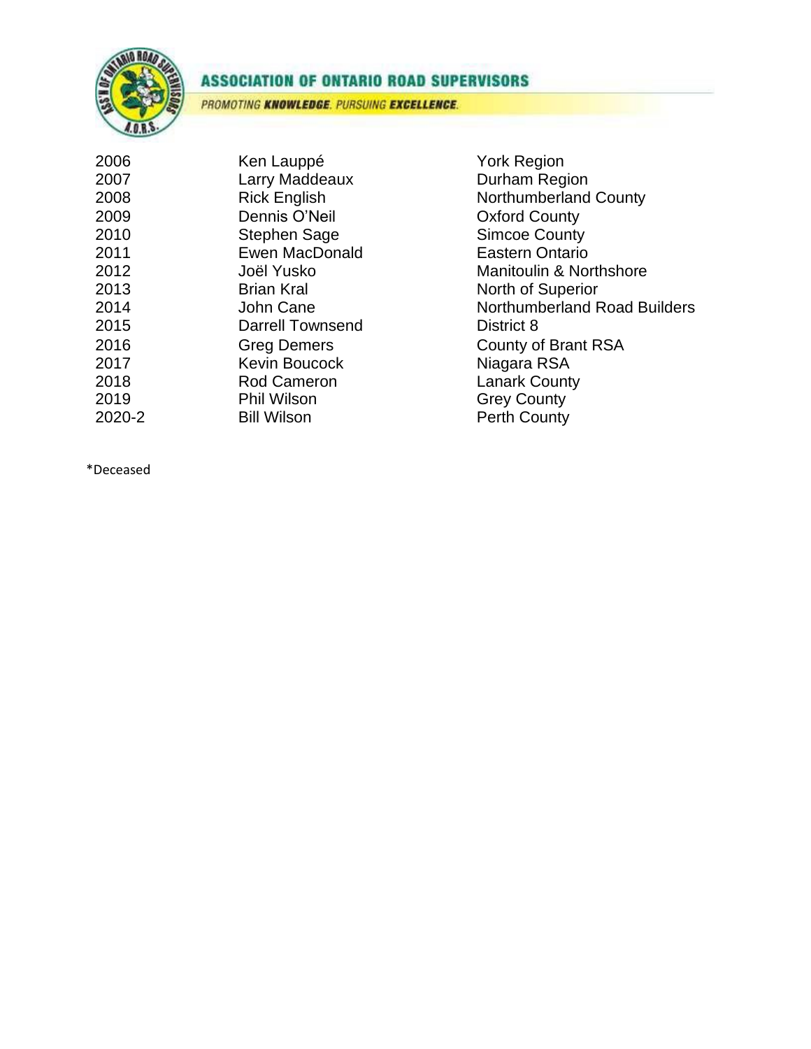| | | |
|---|---|---|
| 2006 | Ken Lauppé | York Region |
| 2007 | Larry Maddeaux | Durham Region |
| 2008 | Rick English | Northumberland County |
| 2009 | Dennis O’Neil | Oxford County |
| 2010 | Stephen Sage | Simcoe County |
| 2011 | Ewen MacDonald | Eastern Ontario |
| 2012 | Joël Yusko | Manitoulin & Northshore |
| 2013 | Brian Kral | North of Superior |
| 2014 | John Cane | Northumberland Road Builders |
| 2015 | Darrell Townsend | District 8 |
| 2016 | Greg Demers | County of Brant RSA |
| 2017 | Kevin Boucock | Niagara RSA |
| 2018 | Rod Cameron | Lanark County |
| 2019 | Phil Wilson | Grey County |
| 2020-2 | Bill Wilson | Perth County |

*Deceased